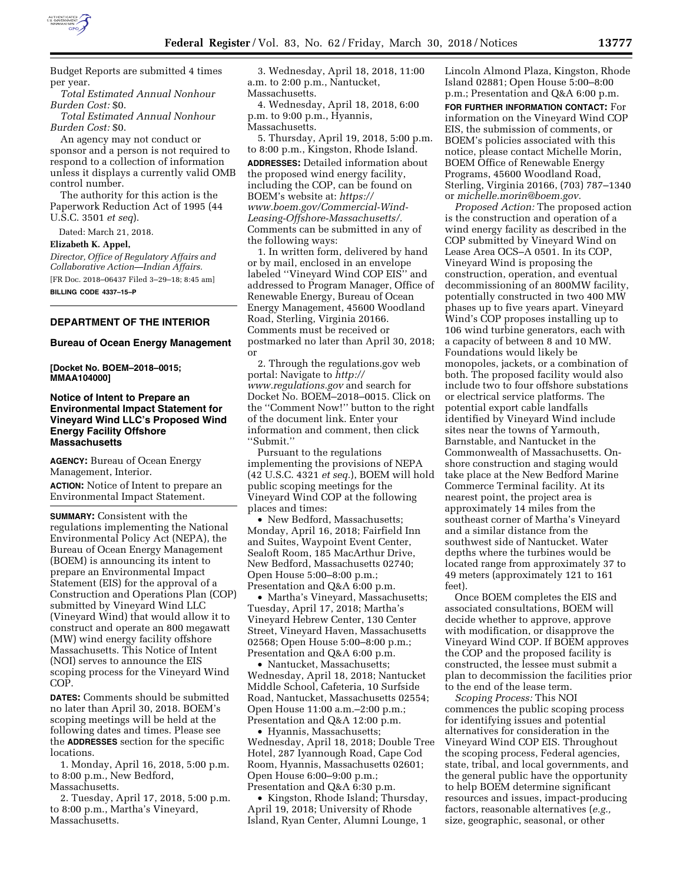Budget Reports are submitted 4 times per year.

*Total Estimated Annual Nonhour Burden Cost:* $0.

*Total Estimated Annual Nonhour Burden Cost:* $0.

An agency may not conduct or sponsor and a person is not required to respond to a collection of information unless it displays a currently valid OMB control number.

The authority for this action is the Paperwork Reduction Act of 1995 (44 U.S.C. 3501 *et seq*).

Dated: March 21, 2018.

**Elizabeth K. Appel,**

*Director, Office of Regulatory Affairs and Collaborative Action—Indian Affairs.*

[FR Doc. 2018–06437 Filed 3–29–18; 8:45 am]

**BILLING CODE 4337–15–P**

## DEPARTMENT OF THE INTERIOR

### Bureau of Ocean Energy Management

**[Docket No. BOEM–2018–0015; MMAA104000]**

### Notice of Intent to Prepare an Environmental Impact Statement for Vineyard Wind LLC's Proposed Wind Energy Facility Offshore Massachusetts

**AGENCY:** Bureau of Ocean Energy Management, Interior.

**ACTION:** Notice of Intent to prepare an Environmental Impact Statement.

**SUMMARY:** Consistent with the regulations implementing the National Environmental Policy Act (NEPA), the Bureau of Ocean Energy Management (BOEM) is announcing its intent to prepare an Environmental Impact Statement (EIS) for the approval of a Construction and Operations Plan (COP) submitted by Vineyard Wind LLC (Vineyard Wind) that would allow it to construct and operate an 800 megawatt (MW) wind energy facility offshore Massachusetts. This Notice of Intent (NOI) serves to announce the EIS scoping process for the Vineyard Wind COP.

**DATES:** Comments should be submitted no later than April 30, 2018. BOEM's scoping meetings will be held at the following dates and times. Please see the **ADDRESSES** section for the specific locations.

1. Monday, April 16, 2018, 5:00 p.m. to 8:00 p.m., New Bedford, Massachusetts.
2. Tuesday, April 17, 2018, 5:00 p.m. to 8:00 p.m., Martha's Vineyard, Massachusetts.
3. Wednesday, April 18, 2018, 11:00 a.m. to 2:00 p.m., Nantucket, Massachusetts.
4. Wednesday, April 18, 2018, 6:00 p.m. to 9:00 p.m., Hyannis, Massachusetts.
5. Thursday, April 19, 2018, 5:00 p.m. to 8:00 p.m., Kingston, Rhode Island.

**ADDRESSES:** Detailed information about the proposed wind energy facility, including the COP, can be found on BOEM's website at: *https://www.boem.gov/Commercial-Wind-Leasing-Offshore-Massachusetts/*. Comments can be submitted in any of the following ways:

1. In written form, delivered by hand or by mail, enclosed in an envelope labeled ''Vineyard Wind COP EIS'' and addressed to Program Manager, Office of Renewable Energy, Bureau of Ocean Energy Management, 45600 Woodland Road, Sterling, Virginia 20166. Comments must be received or postmarked no later than April 30, 2018; or
2. Through the regulations.gov web portal: Navigate to *http://www.regulations.gov* and search for Docket No. BOEM–2018–0015. Click on the ''Comment Now!'' button to the right of the document link. Enter your information and comment, then click ''Submit.''

Pursuant to the regulations implementing the provisions of NEPA (42 U.S.C. 4321 *et seq.*), BOEM will hold public scoping meetings for the Vineyard Wind COP at the following places and times:

- New Bedford, Massachusetts; Monday, April 16, 2018; Fairfield Inn and Suites, Waypoint Event Center, Sealoft Room, 185 MacArthur Drive, New Bedford, Massachusetts 02740; Open House 5:00–8:00 p.m.; Presentation and Q&A 6:00 p.m.
- Martha's Vineyard, Massachusetts; Tuesday, April 17, 2018; Martha's Vineyard Hebrew Center, 130 Center Street, Vineyard Haven, Massachusetts 02568; Open House 5:00–8:00 p.m.; Presentation and Q&A 6:00 p.m.
- Nantucket, Massachusetts; Wednesday, April 18, 2018; Nantucket Middle School, Cafeteria, 10 Surfside Road, Nantucket, Massachusetts 02554; Open House 11:00 a.m.–2:00 p.m.; Presentation and Q&A 12:00 p.m.
- Hyannis, Massachusetts; Wednesday, April 18, 2018; Double Tree Hotel, 287 Iyannough Road, Cape Cod Room, Hyannis, Massachusetts 02601; Open House 6:00–9:00 p.m.; Presentation and Q&A 6:30 p.m.
- Kingston, Rhode Island; Thursday, April 19, 2018; University of Rhode Island, Ryan Center, Alumni Lounge, 1 Lincoln Almond Plaza, Kingston, Rhode Island 02881; Open House 5:00–8:00 p.m.; Presentation and Q&A 6:00 p.m.

**FOR FURTHER INFORMATION CONTACT:** For information on the Vineyard Wind COP EIS, the submission of comments, or BOEM's policies associated with this notice, please contact Michelle Morin, BOEM Office of Renewable Energy Programs, 45600 Woodland Road, Sterling, Virginia 20166, (703) 787–1340 or *michelle.morin@boem.gov*.

*Proposed Action:* The proposed action is the construction and operating of a wind energy facility as described in the COP submitted by Vineyard Wind on Lease Area OCS–A 0501. In its COP, Vineyard Wind is proposing the construction, operation, and eventual decommissioning of an 800MW facility, potentially constructed in two 400 MW phases up to five years apart. Vineyard Wind's COP proposes installing up to 106 wind turbine generators, each with a capacity of between 8 and 10 MW. Foundations would likely be monopoles, jackets, or a combination of both. The proposed facility would also include two to four offshore substations or electrical service platforms. The potential export cable landfalls identified by Vineyard Wind include sites near the towns of Yarmouth, Barnstable, and Nantucket in the Commonwealth of Massachusetts. On-shore construction and staging would take place at the New Bedford Marine Commerce Terminal facility. At its nearest point, the project area is approximately 14 miles from the southeast corner of Martha's Vineyard and a similar distance from the southwest side of Nantucket. Water depths where the turbines would be located range from approximately 37 to 49 meters (approximately 121 to 161 feet).

Once BOEM completes the EIS and associated consultations, BOEM will decide whether to approve, approve with modification, or disapprove the Vineyard Wind COP. If BOEM approves the COP and the proposed facility is constructed, the lessee must submit a plan to decommission the facilities prior to the end of the lease term.

*Scoping Process:* This NOI commences the public scoping process for identifying issues and potential alternatives for consideration in the Vineyard Wind COP EIS. Throughout the scoping process, Federal agencies, state, tribal, and local governments, and the general public have the opportunity to help BOEM determine significant resources and issues, impact-producing factors, reasonable alternatives (*e.g.,* size, geographic, seasonal, or other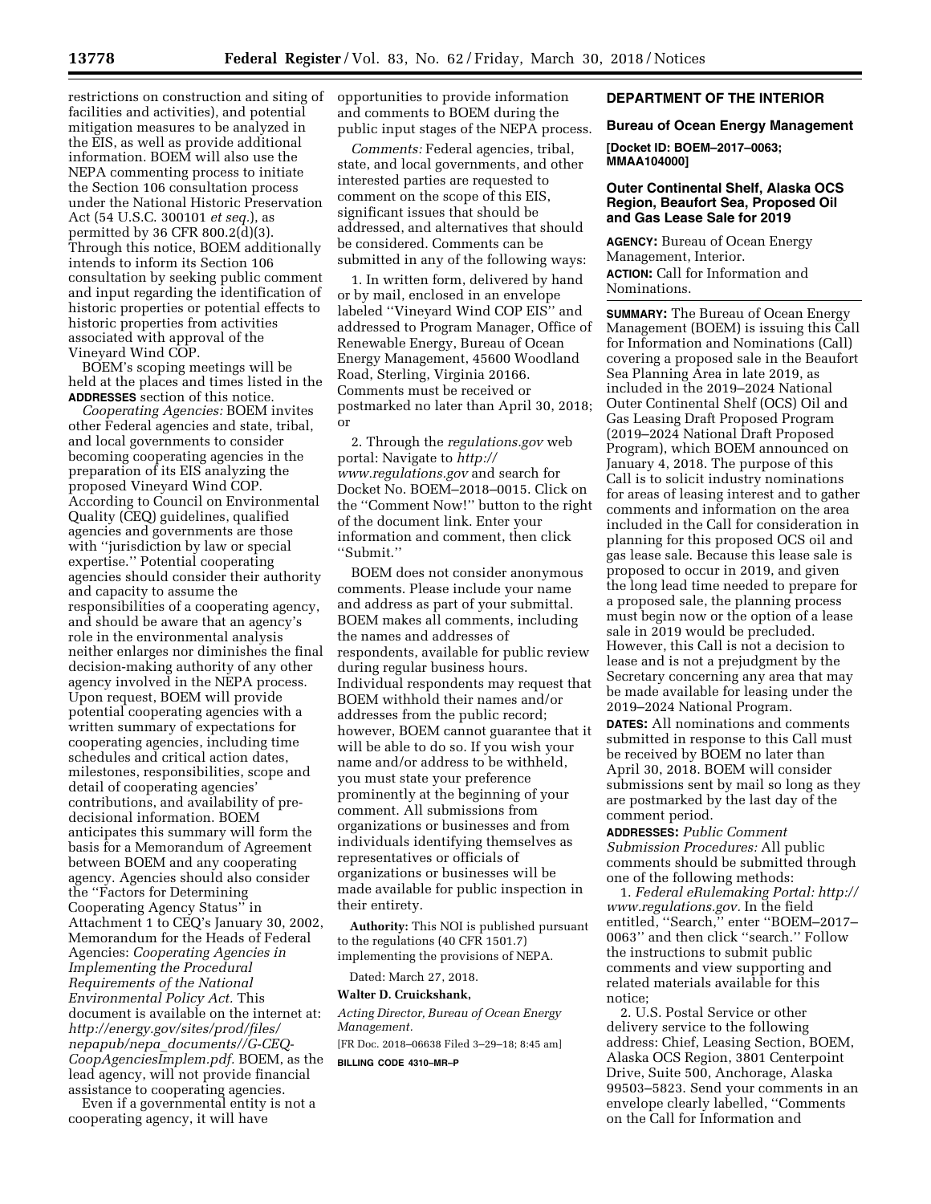restrictions on construction and siting of facilities and activities), and potential mitigation measures to be analyzed in the EIS, as well as provide additional information. BOEM will also use the NEPA commenting process to initiate the Section 106 consultation process under the National Historic Preservation Act (54 U.S.C. 300101 *et seq.*), as permitted by 36 CFR 800.2(d)(3). Through this notice, BOEM additionally intends to inform its Section 106 consultation by seeking public comment and input regarding the identification of historic properties or potential effects to historic properties from activities associated with approval of the Vineyard Wind COP.

BOEM's scoping meetings will be held at the places and times listed in the **ADDRESSES** section of this notice.

*Cooperating Agencies:* BOEM invites other Federal agencies and state, tribal, and local governments to consider becoming cooperating agencies in the preparation of its EIS analyzing the proposed Vineyard Wind COP. According to Council on Environmental Quality (CEQ) guidelines, qualified agencies and governments are those with ''jurisdiction by law or special expertise.'' Potential cooperating agencies should consider their authority and capacity to assume the responsibilities of a cooperating agency, and should be aware that an agency's role in the environmental analysis neither enlarges nor diminishes the final decision-making authority of any other agency involved in the NEPA process. Upon request, BOEM will provide potential cooperating agencies with a written summary of expectations for cooperating agencies, including time schedules and critical action dates, milestones, responsibilities, scope and detail of cooperating agencies' contributions, and availability of pre-decisional information. BOEM anticipates this summary will form the basis for a Memorandum of Agreement between BOEM and any cooperating agency. Agencies should also consider the ''Factors for Determining Cooperating Agency Status'' in Attachment 1 to CEQ's January 30, 2002, Memorandum for the Heads of Federal Agencies: *Cooperating Agencies in Implementing the Procedural Requirements of the National Environmental Policy Act.* This document is available on the internet at: *http://energy.gov/sites/prod/files/nepapub/nepa_documents//G-CEQ-CoopAgenciesImplem.pdf.* BOEM, as the lead agency, will not provide financial assistance to cooperating agencies.

Even if a governmental entity is not a cooperating agency, it will have opportunities to provide information and comments to BOEM during the public input stages of the NEPA process.

*Comments:* Federal agencies, tribal, state, and local governments, and other interested parties are requested to comment on the scope of this EIS, significant issues that should be addressed, and alternatives that should be considered. Comments can be submitted in any of the following ways:

1. In written form, delivered by hand or by mail, enclosed in an envelope labeled ''Vineyard Wind COP EIS'' and addressed to Program Manager, Office of Renewable Energy, Bureau of Ocean Energy Management, 45600 Woodland Road, Sterling, Virginia 20166. Comments must be received or postmarked no later than April 30, 2018; or

2. Through the *regulations.gov* web portal: Navigate to *http://www.regulations.gov* and search for Docket No. BOEM–2018–0015. Click on the ''Comment Now!'' button to the right of the document link. Enter your information and comment, then click ''Submit.''

BOEM does not consider anonymous comments. Please include your name and address as part of your submittal. BOEM makes all comments, including the names and addresses of respondents, available for public review during regular business hours. Individual respondents may request that BOEM withhold their names and/or addresses from the public record; however, BOEM cannot guarantee that it will be able to do so. If you wish your name and/or address to be withheld, you must state your preference prominently at the beginning of your comment. All submissions from organizations or businesses and from individuals identifying themselves as representatives or officials of organizations or businesses will be made available for public inspection in their entirety.

**Authority:** This NOI is published pursuant to the regulations (40 CFR 1501.7) implementing the provisions of NEPA.

Dated: March 27, 2018.

**Walter D. Cruickshank,**

*Acting Director, Bureau of Ocean Energy Management.*

[FR Doc. 2018–06638 Filed 3–29–18; 8:45 am]

**BILLING CODE 4310–MR–P**

## DEPARTMENT OF THE INTERIOR

### Bureau of Ocean Energy Management

**[Docket ID: BOEM–2017–0063; MMAA104000]**

### Outer Continental Shelf, Alaska OCS Region, Beaufort Sea, Proposed Oil and Gas Lease Sale for 2019

**AGENCY:** Bureau of Ocean Energy Management, Interior.

**ACTION:** Call for Information and Nominations.

**SUMMARY:** The Bureau of Ocean Energy Management (BOEM) is issuing this Call for Information and Nominations (Call) covering a proposed sale in the Beaufort Sea Planning Area in late 2019, as included in the 2019–2024 National Outer Continental Shelf (OCS) Oil and Gas Leasing Draft Proposed Program (2019–2024 National Draft Proposed Program), which BOEM announced on January 4, 2018. The purpose of this Call is to solicit industry nominations for areas of leasing interest and to gather comments and information on the area included in the Call for consideration in planning for this proposed OCS oil and gas lease sale. Because this lease sale is proposed to occur in 2019, and given the long lead time needed to prepare for a proposed sale, the planning process must begin now or the option of a lease sale in 2019 would be precluded. However, this Call is not a decision to lease and is not a prejudgment by the Secretary concerning any area that may be made available for leasing under the 2019–2024 National Program.

**DATES:** All nominations and comments submitted in response to this Call must be received by BOEM no later than April 30, 2018. BOEM will consider submissions sent by mail so long as they are postmarked by the last day of the comment period.

**ADDRESSES:** *Public Comment Submission Procedures:* All public comments should be submitted through one of the following methods:

1. *Federal eRulemaking Portal: http://www.regulations.gov.* In the field entitled, ''Search,'' enter ''BOEM–2017–0063'' and then click ''search.'' Follow the instructions to submit public comments and view supporting and related materials available for this notice;

2. U.S. Postal Service or other delivery service to the following address: Chief, Leasing Section, BOEM, Alaska OCS Region, 3801 Centerpoint Drive, Suite 500, Anchorage, Alaska 99503–5823. Send your comments in an envelope clearly labelled, ''Comments on the Call for Information and